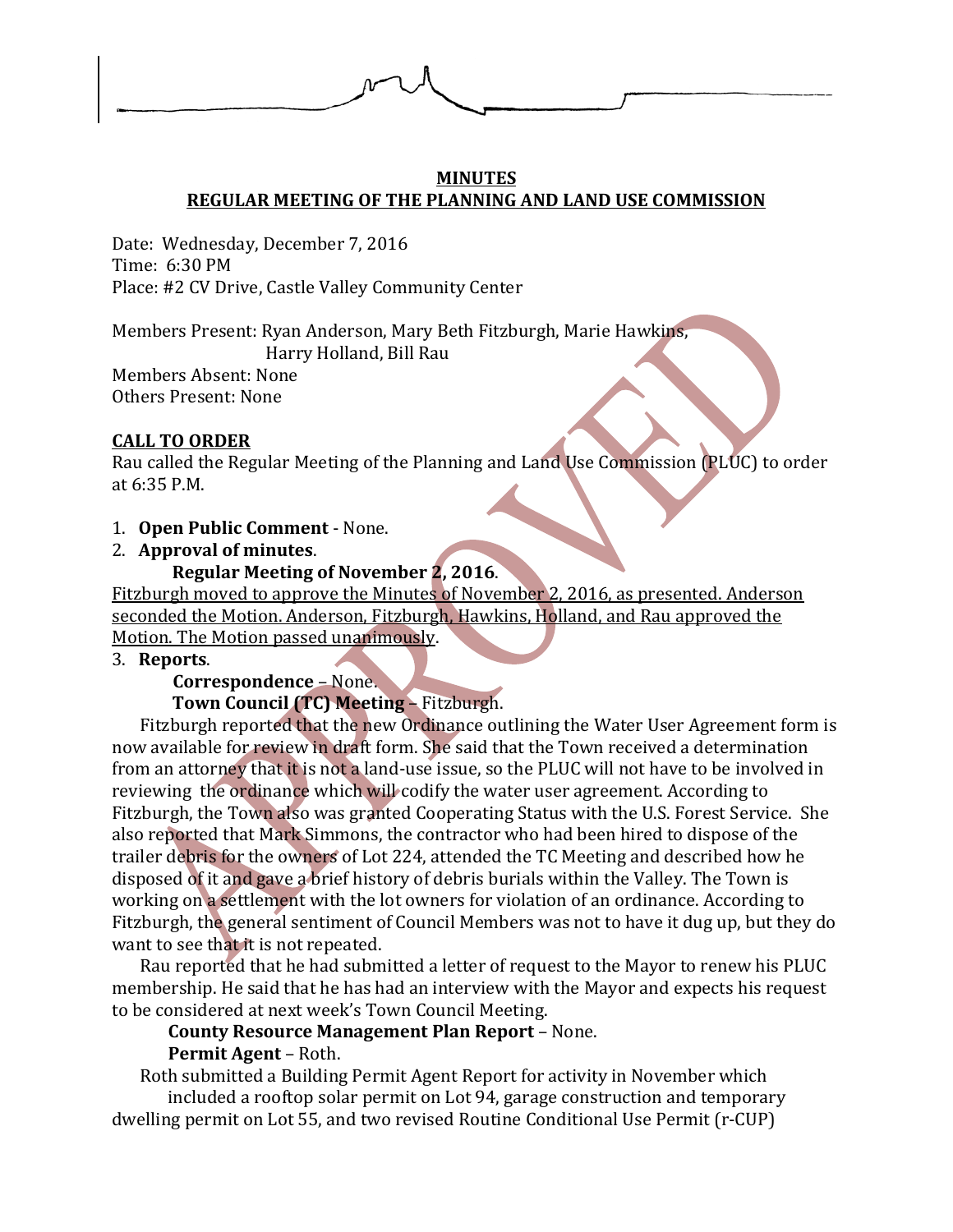**MINUTES**
**REGULAR MEETING OF THE PLANNING AND LAND USE COMMISSION**

Date: Wednesday, December 7, 2016
Time: 6:30 PM
Place: #2 CV Drive, Castle Valley Community Center

Members Present: Ryan Anderson, Mary Beth Fitzburgh, Marie Hawkins, Harry Holland, Bill Rau
Members Absent: None
Others Present: None

**CALL TO ORDER**

Rau called the Regular Meeting of the Planning and Land Use Commission (PLUC) to order at 6:35 P.M.

1. **Open Public Comment** - None.
2. **Approval of minutes**.

    **Regular Meeting of November 2, 2016**.

Fitzburgh moved to approve the Minutes of November 2, 2016, as presented. Anderson seconded the Motion. Anderson, Fitzburgh, Hawkins, Holland, and Rau approved the Motion. The Motion passed unanimously.

3. **Reports**.

    **Correspondence** – None.

    **Town Council (TC) Meeting** – Fitzburgh.

Fitzburgh reported that the new Ordinance outlining the Water User Agreement form is now available for review in draft form. She said that the Town received a determination from an attorney that it is not a land-use issue, so the PLUC will not have to be involved in reviewing the ordinance which will codify the water user agreement. According to Fitzburgh, the Town also was granted Cooperating Status with the U.S. Forest Service. She also reported that Mark Simmons, the contractor who had been hired to dispose of the trailer debris for the owners of Lot 224, attended the TC Meeting and described how he disposed of it and gave a brief history of debris burials within the Valley. The Town is working on a settlement with the lot owners for violation of an ordinance. According to Fitzburgh, the general sentiment of Council Members was not to have it dug up, but they do want to see that it is not repeated.

Rau reported that he had submitted a letter of request to the Mayor to renew his PLUC membership. He said that he has had an interview with the Mayor and expects his request to be considered at next week's Town Council Meeting.

**County Resource Management Plan Report** – None.

**Permit Agent** – Roth.

Roth submitted a Building Permit Agent Report for activity in November which included a rooftop solar permit on Lot 94, garage construction and temporary dwelling permit on Lot 55, and two revised Routine Conditional Use Permit (r-CUP)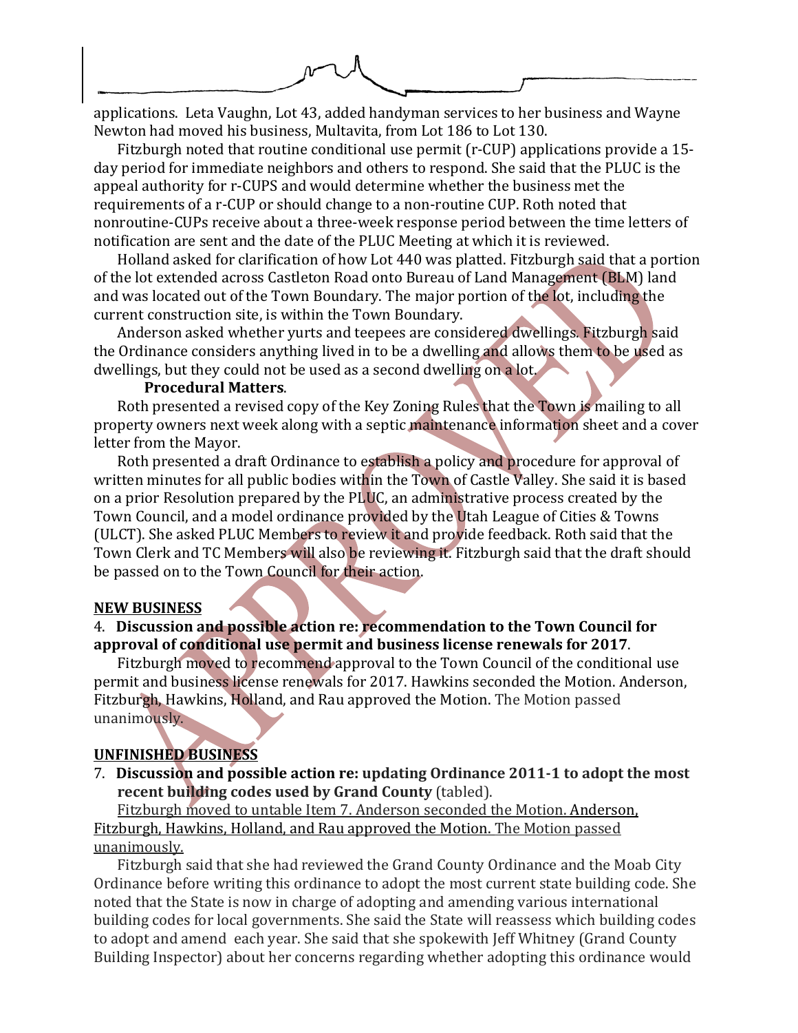applications. Leta Vaughn, Lot 43, added handyman services to her business and Wayne Newton had moved his business, Multavita, from Lot 186 to Lot 130.

Fitzburgh noted that routine conditional use permit (r-CUP) applications provide a 15-day period for immediate neighbors and others to respond. She said that the PLUC is the appeal authority for r-CUPS and would determine whether the business met the requirements of a r-CUP or should change to a non-routine CUP. Roth noted that nonroutine-CUPs receive about a three-week response period between the time letters of notification are sent and the date of the PLUC Meeting at which it is reviewed.

Holland asked for clarification of how Lot 440 was platted. Fitzburgh said that a portion of the lot extended across Castleton Road onto Bureau of Land Management (BLM) land and was located out of the Town Boundary. The major portion of the lot, including the current construction site, is within the Town Boundary.

Anderson asked whether yurts and teepees are considered dwellings. Fitzburgh said the Ordinance considers anything lived in to be a dwelling and allows them to be used as dwellings, but they could not be used as a second dwelling on a lot.

**Procedural Matters**.

Roth presented a revised copy of the Key Zoning Rules that the Town is mailing to all property owners next week along with a septic maintenance information sheet and a cover letter from the Mayor.

Roth presented a draft Ordinance to establish a policy and procedure for approval of written minutes for all public bodies within the Town of Castle Valley. She said it is based on a prior Resolution prepared by the PLUC, an administrative process created by the Town Council, and a model ordinance provided by the Utah League of Cities & Towns (ULCT). She asked PLUC Members to review it and provide feedback. Roth said that the Town Clerk and TC Members will also be reviewing it. Fitzburgh said that the draft should be passed on to the Town Council for their action.

**NEW BUSINESS**

4. **Discussion and possible action re: recommendation to the Town Council for approval of conditional use permit and business license renewals for 2017**.

Fitzburgh moved to recommend approval to the Town Council of the conditional use permit and business license renewals for 2017. Hawkins seconded the Motion. Anderson, Fitzburgh, Hawkins, Holland, and Rau approved the Motion. The Motion passed unanimously.

**UNFINISHED BUSINESS**

7. **Discussion and possible action re: updating Ordinance 2011-1 to adopt the most recent building codes used by Grand County** (tabled).

Fitzburgh moved to untable Item 7. Anderson seconded the Motion. Anderson, Fitzburgh, Hawkins, Holland, and Rau approved the Motion. The Motion passed unanimously.

Fitzburgh said that she had reviewed the Grand County Ordinance and the Moab City Ordinance before writing this ordinance to adopt the most current state building code. She noted that the State is now in charge of adopting and amending various international building codes for local governments. She said the State will reassess which building codes to adopt and amend each year. She said that she spokewith Jeff Whitney (Grand County Building Inspector) about her concerns regarding whether adopting this ordinance would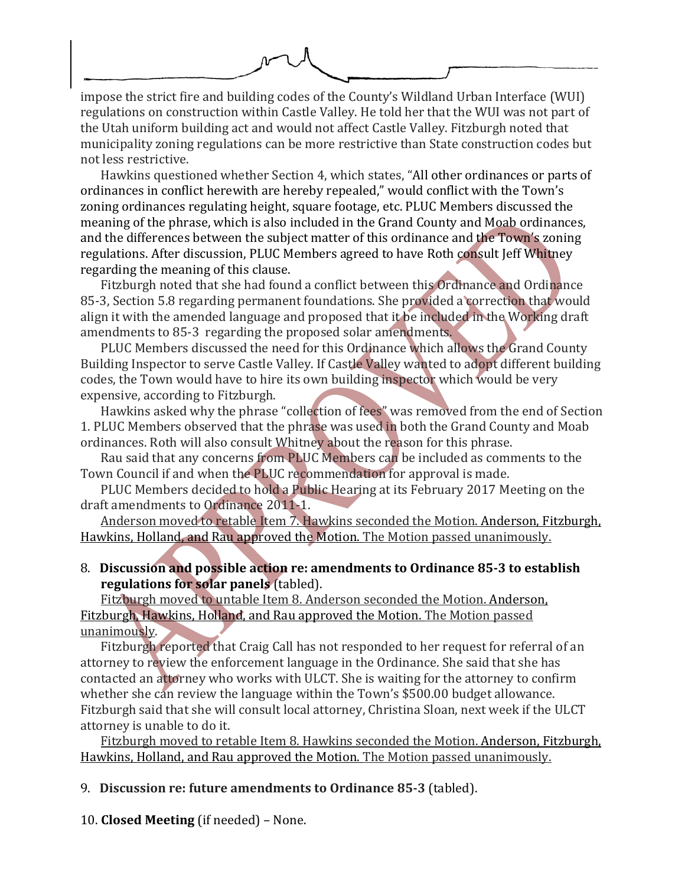impose the strict fire and building codes of the County's Wildland Urban Interface (WUI) regulations on construction within Castle Valley. He told her that the WUI was not part of the Utah uniform building act and would not affect Castle Valley. Fitzburgh noted that municipality zoning regulations can be more restrictive than State construction codes but not less restrictive.

Hawkins questioned whether Section 4, which states, "All other ordinances or parts of ordinances in conflict herewith are hereby repealed," would conflict with the Town's zoning ordinances regulating height, square footage, etc. PLUC Members discussed the meaning of the phrase, which is also included in the Grand County and Moab ordinances, and the differences between the subject matter of this ordinance and the Town's zoning regulations. After discussion, PLUC Members agreed to have Roth consult Jeff Whitney regarding the meaning of this clause.

Fitzburgh noted that she had found a conflict between this Ordinance and Ordinance 85-3, Section 5.8 regarding permanent foundations. She provided a correction that would align it with the amended language and proposed that it be included in the Working draft amendments to 85-3 regarding the proposed solar amendments.

PLUC Members discussed the need for this Ordinance which allows the Grand County Building Inspector to serve Castle Valley. If Castle Valley wanted to adopt different building codes, the Town would have to hire its own building inspector which would be very expensive, according to Fitzburgh.

Hawkins asked why the phrase "collection of fees" was removed from the end of Section 1. PLUC Members observed that the phrase was used in both the Grand County and Moab ordinances. Roth will also consult Whitney about the reason for this phrase.

Rau said that any concerns from PLUC Members can be included as comments to the Town Council if and when the PLUC recommendation for approval is made.

PLUC Members decided to hold a Public Hearing at its February 2017 Meeting on the draft amendments to Ordinance 2011-1.

Anderson moved to retable Item 7. Hawkins seconded the Motion. Anderson, Fitzburgh, Hawkins, Holland, and Rau approved the Motion. The Motion passed unanimously.

8. **Discussion and possible action re: amendments to Ordinance 85-3 to establish regulations for solar panels** (tabled).

Fitzburgh moved to untable Item 8. Anderson seconded the Motion. Anderson, Fitzburgh, Hawkins, Holland, and Rau approved the Motion. The Motion passed unanimously.

Fitzburgh reported that Craig Call has not responded to her request for referral of an attorney to review the enforcement language in the Ordinance. She said that she has contacted an attorney who works with ULCT. She is waiting for the attorney to confirm whether she can review the language within the Town's $500.00 budget allowance. Fitzburgh said that she will consult local attorney, Christina Sloan, next week if the ULCT attorney is unable to do it.

Fitzburgh moved to retable Item 8. Hawkins seconded the Motion. Anderson, Fitzburgh, Hawkins, Holland, and Rau approved the Motion. The Motion passed unanimously.

9. **Discussion re: future amendments to Ordinance 85-3** (tabled).

10. **Closed Meeting** (if needed) – None.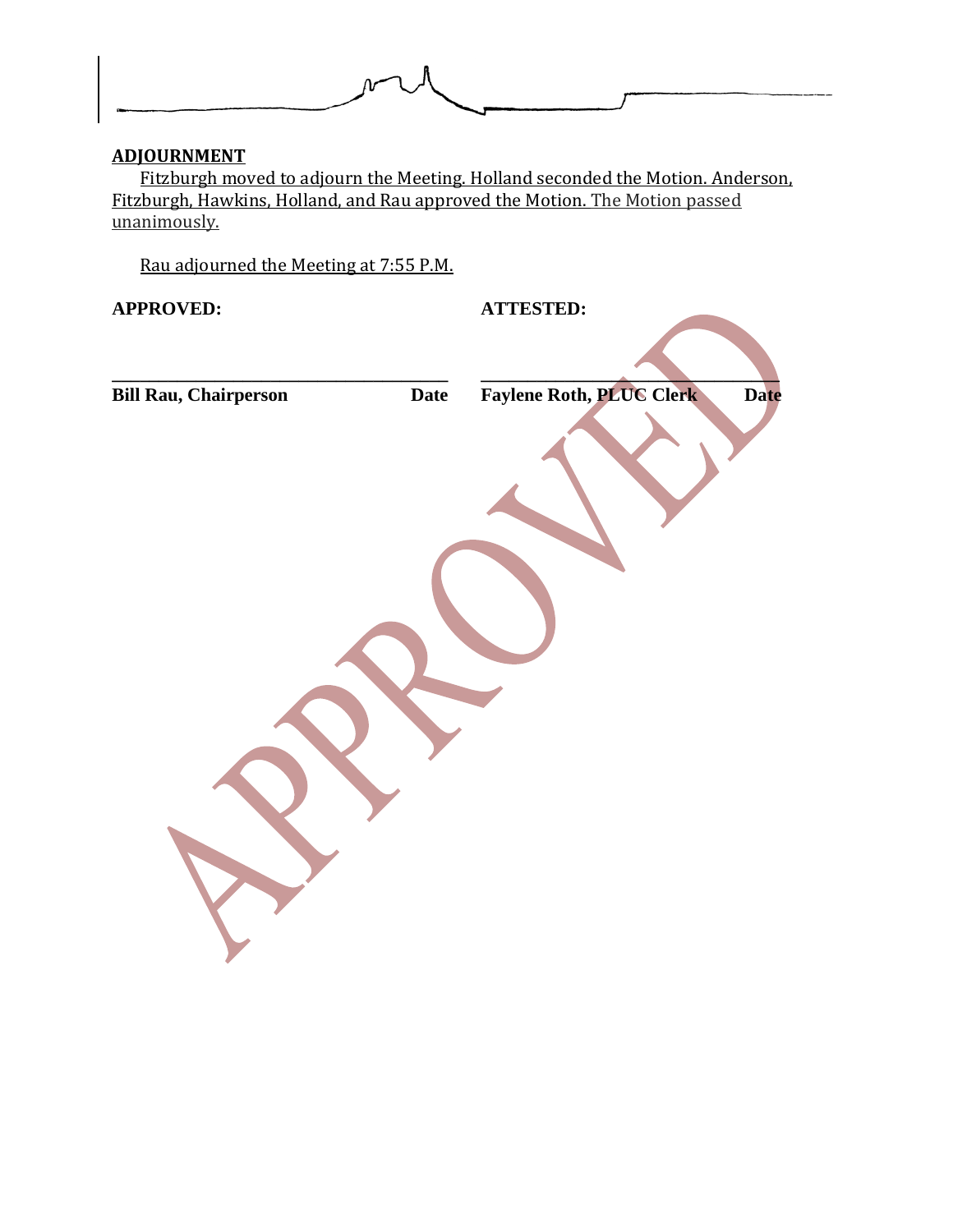## ADJOURNMENT

Fitzburgh moved to adjourn the Meeting. Holland seconded the Motion. Anderson, Fitzburgh, Hawkins, Holland, and Rau approved the Motion. The Motion passed unanimously.

Rau adjourned the Meeting at 7:55 P.M.

| **APPROVED:** | | **ATTESTED:** | |
| --- | --- | --- | --- |
| **Bill Rau, Chairperson** | **Date** | **Faylene Roth, PLUC Clerk** | **Date** |

APPROVED